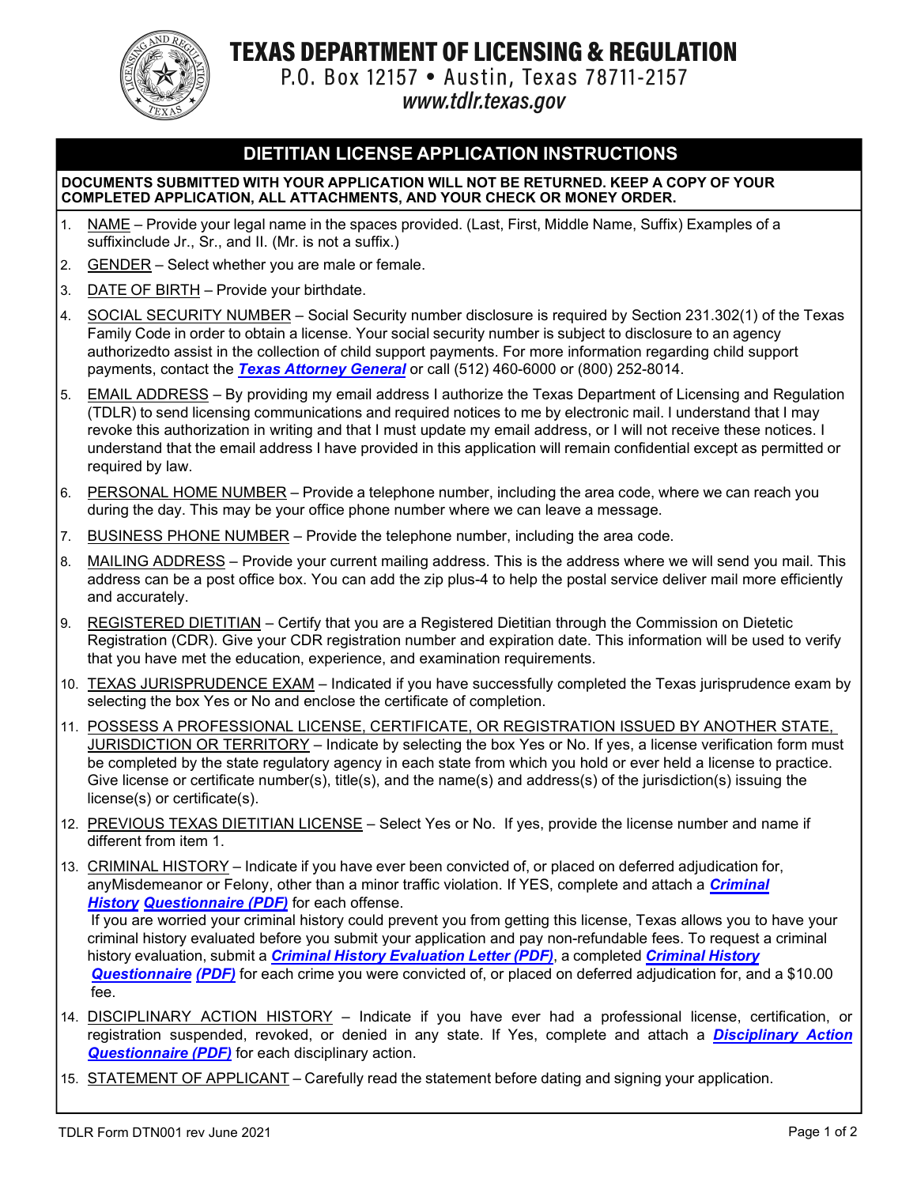# TEXAS DEPARTMENT OF LICENSING & REGULATION

P.O. Box 12157 • Austin, Texas 78711-2157

*www.tdlr.texas.gov*

## DIETITIAN LICENSE APPLICATION INSTRUCTIONS

**DOCUMENTS SUBMITTED WITH YOUR APPLICATION WILL NOT BE RETURNED. KEEP A COPY OF YOUR COMPLETED APPLICATION, ALL ATTACHMENTS, AND YOUR CHECK OR MONEY ORDER.**

1. NAME – Provide your legal name in the spaces provided. (Last, First, Middle Name, Suffix) Examples of a suffixinclude Jr., Sr., and II. (Mr. is not a suffix.)
2. GENDER – Select whether you are male or female.
3. DATE OF BIRTH – Provide your birthdate.
4. SOCIAL SECURITY NUMBER – Social Security number disclosure is required by Section 231.302(1) of the Texas Family Code in order to obtain a license. Your social security number is subject to disclosure to an agency authorizedto assist in the collection of child support payments. For more information regarding child support payments, contact the ***Texas Attorney General*** or call (512) 460-6000 or (800) 252-8014.
5. EMAIL ADDRESS – By providing my email address I authorize the Texas Department of Licensing and Regulation (TDLR) to send licensing communications and required notices to me by electronic mail. I understand that I may revoke this authorization in writing and that I must update my email address, or I will not receive these notices. I understand that the email address I have provided in this application will remain confidential except as permitted or required by law.
6. PERSONAL HOME NUMBER – Provide a telephone number, including the area code, where we can reach you during the day. This may be your office phone number where we can leave a message.
7. BUSINESS PHONE NUMBER – Provide the telephone number, including the area code.
8. MAILING ADDRESS – Provide your current mailing address. This is the address where we will send you mail. This address can be a post office box. You can add the zip plus-4 to help the postal service deliver mail more efficiently and accurately.
9. REGISTERED DIETITIAN – Certify that you are a Registered Dietitian through the Commission on Dietetic Registration (CDR). Give your CDR registration number and expiration date. This information will be used to verify that you have met the education, experience, and examination requirements.
10. TEXAS JURISPRUDENCE EXAM – Indicated if you have successfully completed the Texas jurisprudence exam by selecting the box Yes or No and enclose the certificate of completion.
11. POSSESS A PROFESSIONAL LICENSE, CERTIFICATE, OR REGISTRATION ISSUED BY ANOTHER STATE, JURISDICTION OR TERRITORY – Indicate by selecting the box Yes or No. If yes, a license verification form must be completed by the state regulatory agency in each state from which you hold or ever held a license to practice. Give license or certificate number(s), title(s), and the name(s) and address(s) of the jurisdiction(s) issuing the license(s) or certificate(s).
12. PREVIOUS TEXAS DIETITIAN LICENSE – Select Yes or No. If yes, provide the license number and name if different from item 1.
13. CRIMINAL HISTORY – Indicate if you have ever been convicted of, or placed on deferred adjudication for, anyMisdemeanor or Felony, other than a minor traffic violation. If YES, complete and attach a ***Criminal History Questionnaire (PDF)*** for each offense.
    If you are worried your criminal history could prevent you from getting this license, Texas allows you to have your criminal history evaluated before you submit your application and pay non-refundable fees. To request a criminal history evaluation, submit a ***Criminal History Evaluation Letter (PDF)***, a completed ***Criminal History Questionnaire (PDF)*** for each crime you were convicted of, or placed on deferred adjudication for, and a $10.00 fee.
14. DISCIPLINARY ACTION HISTORY – Indicate if you have ever had a professional license, certification, or registration suspended, revoked, or denied in any state. If Yes, complete and attach a ***Disciplinary Action Questionnaire (PDF)*** for each disciplinary action.
15. STATEMENT OF APPLICANT – Carefully read the statement before dating and signing your application.

TDLR Form DTN001 rev June 2021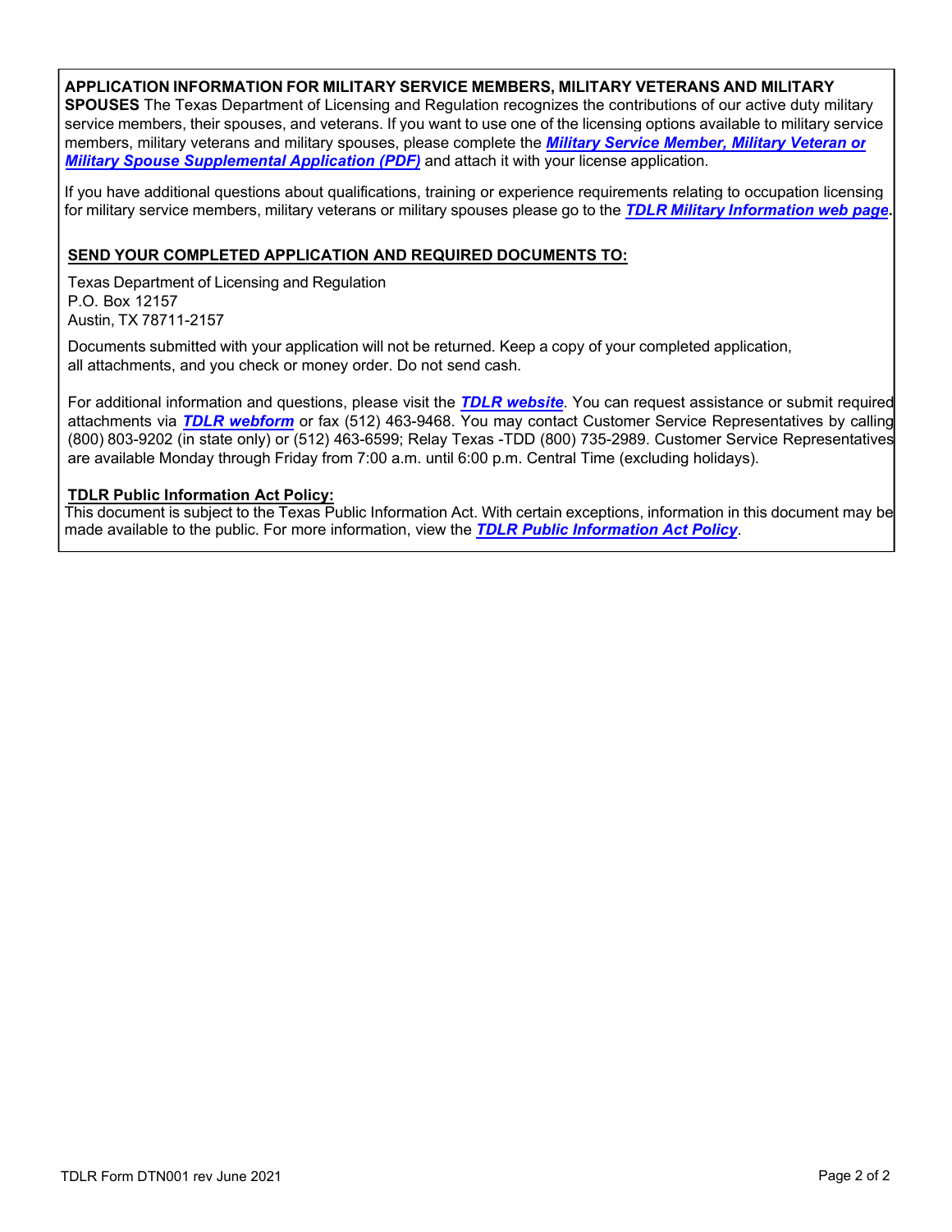**APPLICATION INFORMATION FOR MILITARY SERVICE MEMBERS, MILITARY VETERANS AND MILITARY SPOUSES** The Texas Department of Licensing and Regulation recognizes the contributions of our active duty military service members, their spouses, and veterans. If you want to use one of the licensing options available to military service members, military veterans and military spouses, please complete the ***Military Service Member, Military Veteran or Military Spouse Supplemental Application (PDF)*** and attach it with your license application.

If you have additional questions about qualifications, training or experience requirements relating to occupation licensing for military service members, military veterans or military spouses please go to the ***TDLR Military Information web page***.

**SEND YOUR COMPLETED APPLICATION AND REQUIRED DOCUMENTS TO:**

Texas Department of Licensing and Regulation
P.O. Box 12157
Austin, TX 78711-2157

Documents submitted with your application will not be returned. Keep a copy of your completed application, all attachments, and you check or money order. Do not send cash.

For additional information and questions, please visit the ***TDLR website***. You can request assistance or submit required attachments via ***TDLR webform*** or fax (512) 463-9468. You may contact Customer Service Representatives by calling (800) 803-9202 (in state only) or (512) 463-6599; Relay Texas -TDD (800) 735-2989. Customer Service Representatives are available Monday through Friday from 7:00 a.m. until 6:00 p.m. Central Time (excluding holidays).

**TDLR Public Information Act Policy:**
This document is subject to the Texas Public Information Act. With certain exceptions, information in this document may be made available to the public. For more information, view the ***TDLR Public Information Act Policy***.

TDLR Form DTN001 rev June 2021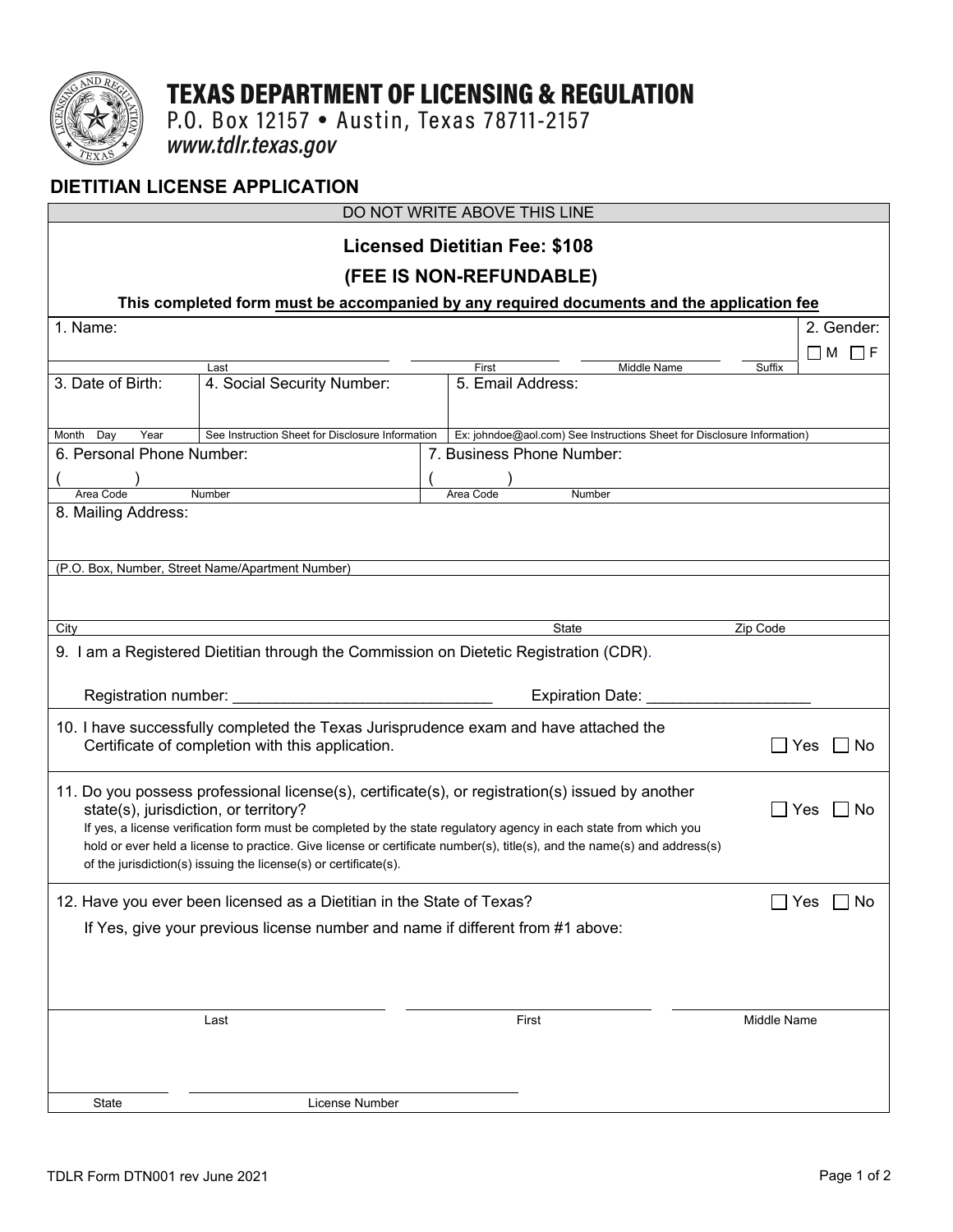# TEXAS DEPARTMENT OF LICENSING & REGULATION

P.O. Box 12157 • Austin, Texas 78711-2157

*www.tdlr.texas.gov*

## DIETITIAN LICENSE APPLICATION

DO NOT WRITE ABOVE THIS LINE

**Licensed Dietitian Fee: $108**

**(FEE IS NON-REFUNDABLE)**

**This completed form must be accompanied by any required documents and the application fee**

1. Name: ____________ Last ____________ First ____________ Middle Name ____________ Suffix

2. Gender: ☐ M ☐ F

3. Date of Birth: (Month Day Year)

4. Social Security Number: (See Instruction Sheet for Disclosure Information)

5. Email Address: (Ex: johndoe@aol.com) See Instructions Sheet for Disclosure Information)

6. Personal Phone Number: (    ) Area Code Number

7. Business Phone Number: (    ) Area Code Number

8. Mailing Address:

(P.O. Box, Number, Street Name/Apartment Number)

City State Zip Code

9. I am a Registered Dietitian through the Commission on Dietetic Registration (CDR).

Registration number: ______________________________ Expiration Date: ___________________

10. I have successfully completed the Texas Jurisprudence exam and have attached the Certificate of completion with this application. ☐ Yes ☐ No

11. Do you possess professional license(s), certificate(s), or registration(s) issued by another state(s), jurisdiction, or territory? ☐ Yes ☐ No
If yes, a license verification form must be completed by the state regulatory agency in each state from which you hold or ever held a license to practice. Give license or certificate number(s), title(s), and the name(s) and address(s) of the jurisdiction(s) issuing the license(s) or certificate(s).

12. Have you ever been licensed as a Dietitian in the State of Texas? ☐ Yes ☐ No

If Yes, give your previous license number and name if different from #1 above:

____________ Last ____________ First ____________ Middle Name

____________ State ____________ License Number

TDLR Form DTN001 rev June 2021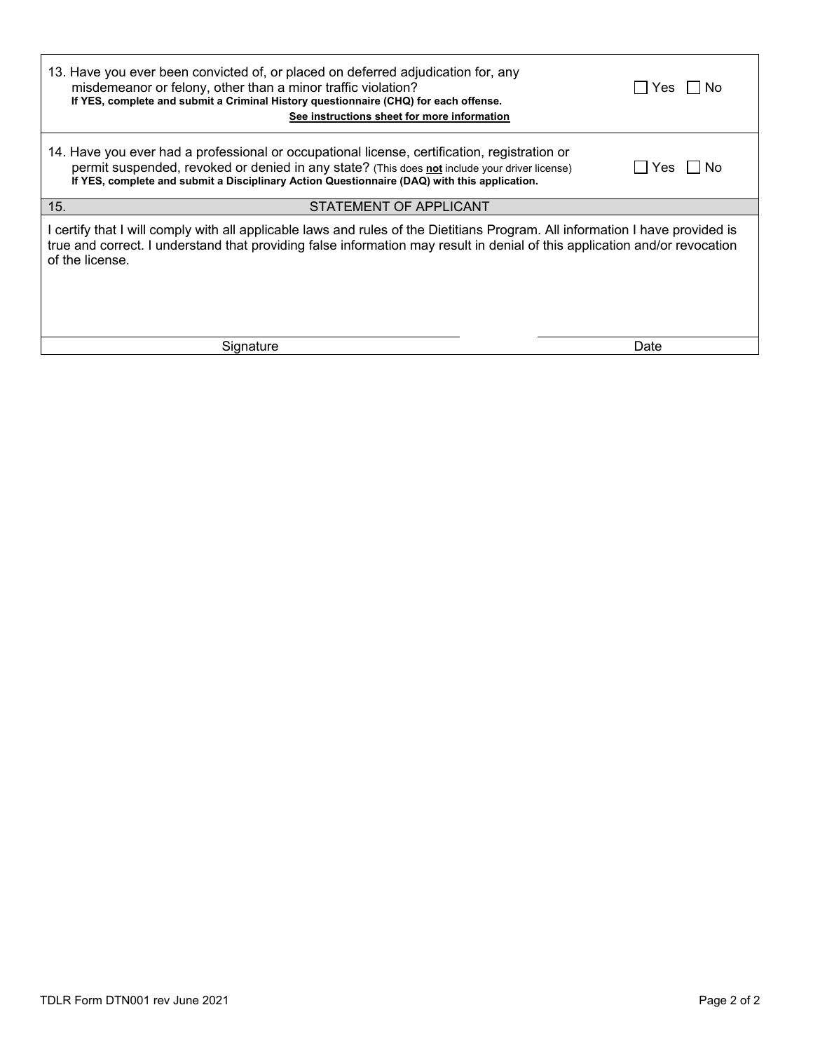| | |
|---|---|
| 13. Have you ever been convicted of, or placed on deferred adjudication for, any misdemeanor or felony, other than a minor traffic violation?<br>**If YES, complete and submit a Criminal History questionnaire (CHQ) for each offense.**<br>**See instructions sheet for more information** | ☐ Yes ☐ No |
| 14. Have you ever had a professional or occupational license, certification, registration or permit suspended, revoked or denied in any state? (This does **not** include your driver license)<br>**If YES, complete and submit a Disciplinary Action Questionnaire (DAQ) with this application.** | ☐ Yes ☐ No |

## 15. STATEMENT OF APPLICANT

I certify that I will comply with all applicable laws and rules of the Dietitians Program. All information I have provided is true and correct. I understand that providing false information may result in denial of this application and/or revocation of the license.

| | |
|---|---|
| Signature | Date |

TDLR Form DTN001 rev June 2021